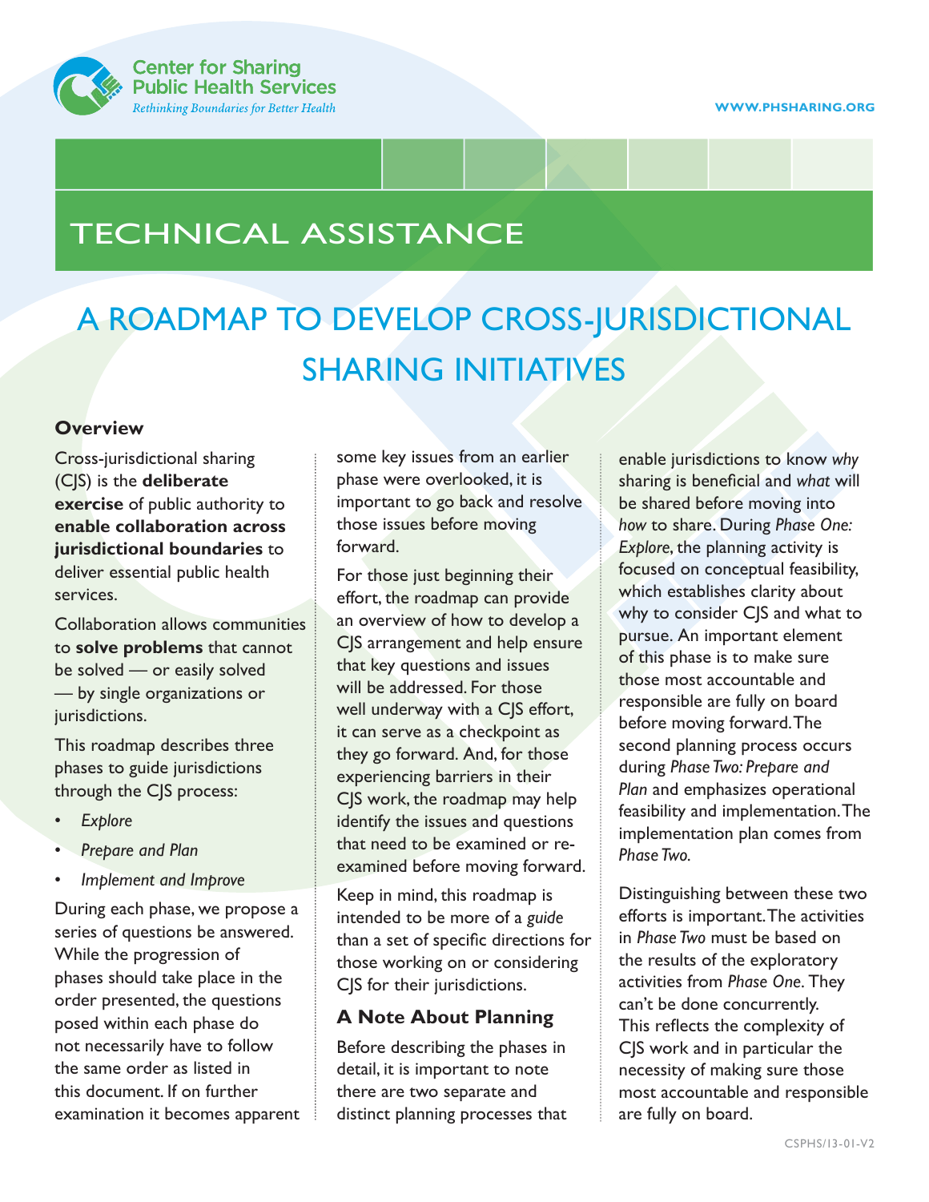Center for Sharing Public Health Services

*Rethinking Boundaries for Better Health*

WWW.PHSHARING.ORG

# TECHNICAL ASSISTANCE

# A ROADMAP TO DEVELOP CROSS-JURISDICTIONAL SHARING INITIATIVES

## Overview

Cross-jurisdictional sharing (CJS) is the **deliberate exercise** of public authority to **enable collaboration across jurisdictional boundaries** to deliver essential public health services.

Collaboration allows communities to **solve problems** that cannot be solved — or easily solved — by single organizations or jurisdictions.

This roadmap describes three phases to guide jurisdictions through the CJS process:

- *Explore*
- *Prepare and Plan*
- *Implement and Improve*

During each phase, we propose a series of questions be answered. While the progression of phases should take place in the order presented, the questions posed within each phase do not necessarily have to follow the same order as listed in this document. If on further examination it becomes apparent some key issues from an earlier phase were overlooked, it is important to go back and resolve those issues before moving forward.

For those just beginning their effort, the roadmap can provide an overview of how to develop a CJS arrangement and help ensure that key questions and issues will be addressed. For those well underway with a CJS effort, it can serve as a checkpoint as they go forward. And, for those experiencing barriers in their CJS work, the roadmap may help identify the issues and questions that need to be examined or re-examined before moving forward.

Keep in mind, this roadmap is intended to be more of a *guide* than a set of specific directions for those working on or considering CJS for their jurisdictions.

## A Note About Planning

Before describing the phases in detail, it is important to note there are two separate and distinct planning processes that enable jurisdictions to know *why* sharing is beneficial and *what* will be shared before moving into *how* to share. During *Phase One: Explore*, the planning activity is focused on conceptual feasibility, which establishes clarity about why to consider CJS and what to pursue. An important element of this phase is to make sure those most accountable and responsible are fully on board before moving forward. The second planning process occurs during *Phase Two: Prepare and Plan* and emphasizes operational feasibility and implementation. The implementation plan comes from *Phase Two*.

Distinguishing between these two efforts is important. The activities in *Phase Two* must be based on the results of the exploratory activities from *Phase One*. They can't be done concurrently. This reflects the complexity of CJS work and in particular the necessity of making sure those most accountable and responsible are fully on board.

CSPHS/13-01-V2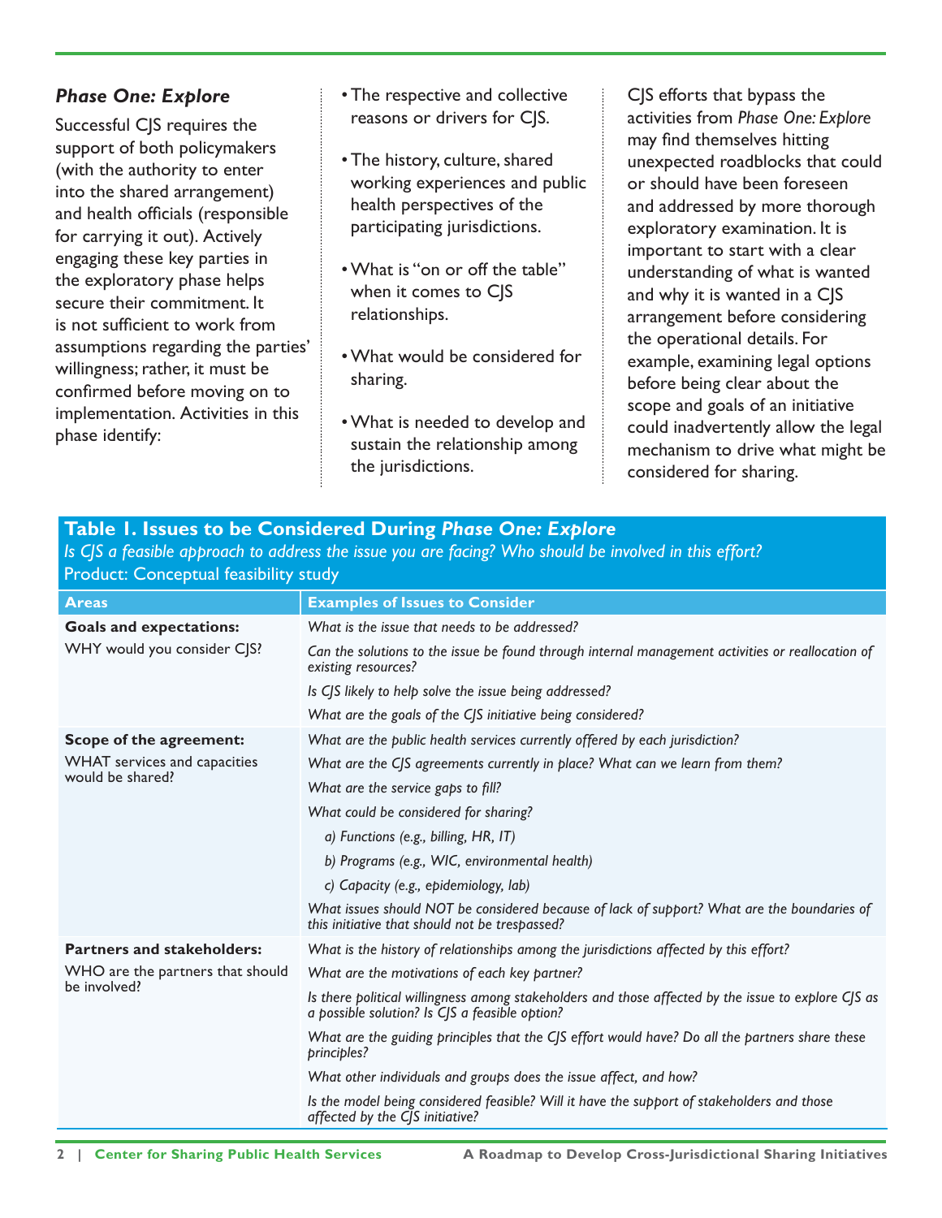### *Phase One: Explore*

Successful CJS requires the support of both policymakers (with the authority to enter into the shared arrangement) and health officials (responsible for carrying it out). Actively engaging these key parties in the exploratory phase helps secure their commitment. It is not sufficient to work from assumptions regarding the parties' willingness; rather, it must be confirmed before moving on to implementation. Activities in this phase identify:

- The respective and collective reasons or drivers for CJS.
- The history, culture, shared working experiences and public health perspectives of the participating jurisdictions.
- What is "on or off the table" when it comes to CJS relationships.
- What would be considered for sharing.
- What is needed to develop and sustain the relationship among the jurisdictions.

CJS efforts that bypass the activities from *Phase One: Explore* may find themselves hitting unexpected roadblocks that could or should have been foreseen and addressed by more thorough exploratory examination. It is important to start with a clear understanding of what is wanted and why it is wanted in a CJS arrangement before considering the operational details. For example, examining legal options before being clear about the scope and goals of an initiative could inadvertently allow the legal mechanism to drive what might be considered for sharing.

**Table 1. Issues to be Considered During *Phase One: Explore***

*Is CJS a feasible approach to address the issue you are facing? Who should be involved in this effort?*

Product: Conceptual feasibility study

| Areas | Examples of Issues to Consider |
|---|---|
| **Goals and expectations:** WHY would you consider CJS? | *What is the issue that needs to be addressed?* |
| | *Can the solutions to the issue be found through internal management activities or reallocation of existing resources?* |
| | *Is CJS likely to help solve the issue being addressed?* |
| | *What are the goals of the CJS initiative being considered?* |
| **Scope of the agreement:** WHAT services and capacities would be shared? | *What are the public health services currently offered by each jurisdiction?* |
| | *What are the CJS agreements currently in place? What can we learn from them?* |
| | *What are the service gaps to fill?* |
| | *What could be considered for sharing?* |
| | *a) Functions (e.g., billing, HR, IT)* |
| | *b) Programs (e.g., WIC, environmental health)* |
| | *c) Capacity (e.g., epidemiology, lab)* |
| | *What issues should NOT be considered because of lack of support? What are the boundaries of this initiative that should not be trespassed?* |
| **Partners and stakeholders:** WHO are the partners that should be involved? | *What is the history of relationships among the jurisdictions affected by this effort?* |
| | *What are the motivations of each key partner?* |
| | *Is there political willingness among stakeholders and those affected by the issue to explore CJS as a possible solution? Is CJS a feasible option?* |
| | *What are the guiding principles that the CJS effort would have? Do all the partners share these principles?* |
| | *What other individuals and groups does the issue affect, and how?* |
| | *Is the model being considered feasible? Will it have the support of stakeholders and those affected by the CJS initiative?* |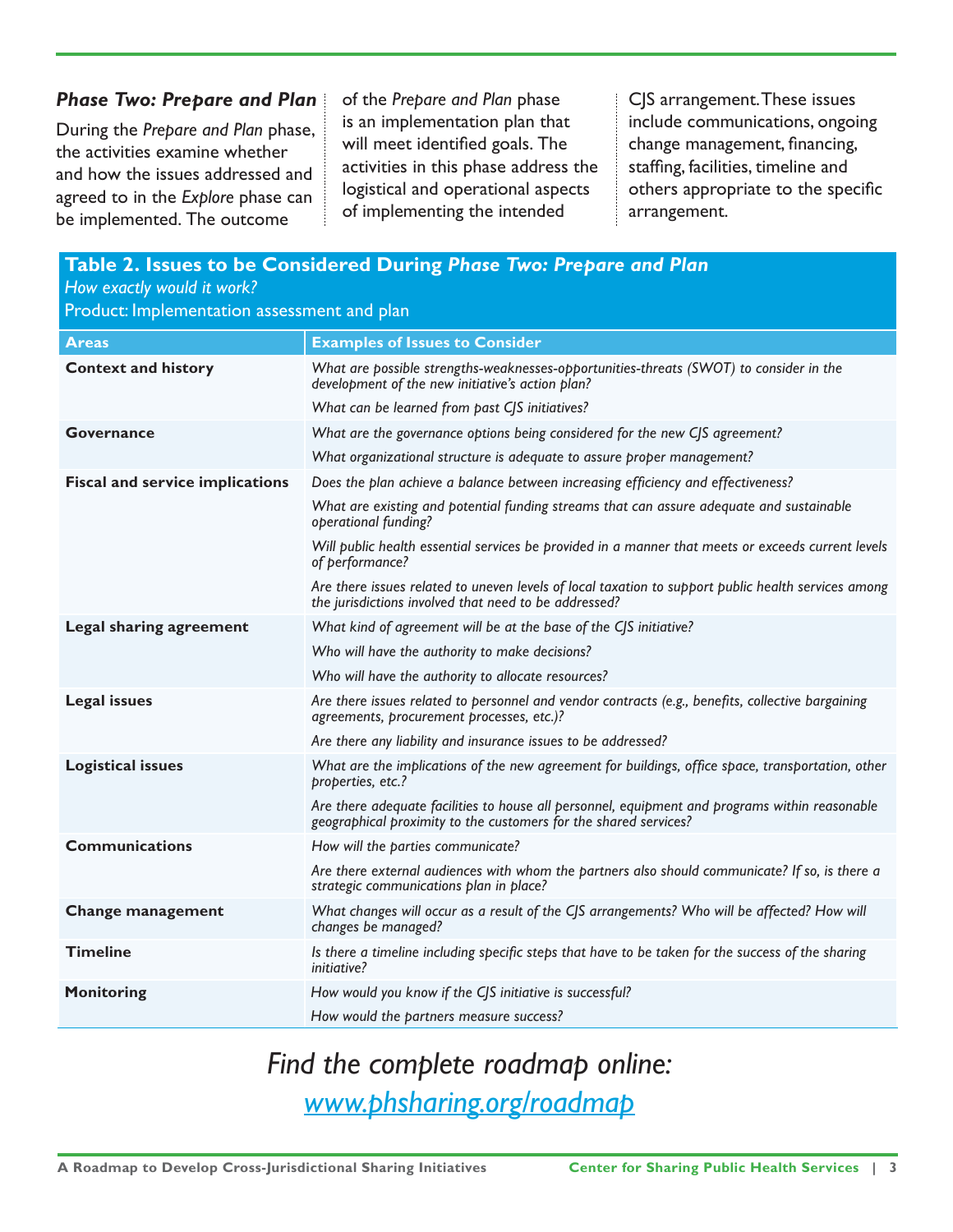### *Phase Two: Prepare and Plan*

During the *Prepare and Plan* phase, the activities examine whether and how the issues addressed and agreed to in the *Explore* phase can be implemented. The outcome of the *Prepare and Plan* phase is an implementation plan that will meet identified goals. The activities in this phase address the logistical and operational aspects of implementing the intended CJS arrangement. These issues include communications, ongoing change management, financing, staffing, facilities, timeline and others appropriate to the specific arrangement.

**Table 2. Issues to be Considered During *Phase Two: Prepare and Plan***

*How exactly would it work?*

Product: Implementation assessment and plan

| Areas | Examples of Issues to Consider |
|---|---|
| **Context and history** | *What are possible strengths-weaknesses-opportunities-threats (SWOT) to consider in the development of the new initiative's action plan?* |
| | *What can be learned from past CJS initiatives?* |
| **Governance** | *What are the governance options being considered for the new CJS agreement?* |
| | *What organizational structure is adequate to assure proper management?* |
| **Fiscal and service implications** | *Does the plan achieve a balance between increasing efficiency and effectiveness?* |
| | *What are existing and potential funding streams that can assure adequate and sustainable operational funding?* |
| | *Will public health essential services be provided in a manner that meets or exceeds current levels of performance?* |
| | *Are there issues related to uneven levels of local taxation to support public health services among the jurisdictions involved that need to be addressed?* |
| **Legal sharing agreement** | *What kind of agreement will be at the base of the CJS initiative?* |
| | *Who will have the authority to make decisions?* |
| | *Who will have the authority to allocate resources?* |
| **Legal issues** | *Are there issues related to personnel and vendor contracts (e.g., benefits, collective bargaining agreements, procurement processes, etc.)?* |
| | *Are there any liability and insurance issues to be addressed?* |
| **Logistical issues** | *What are the implications of the new agreement for buildings, office space, transportation, other properties, etc.?* |
| | *Are there adequate facilities to house all personnel, equipment and programs within reasonable geographical proximity to the customers for the shared services?* |
| **Communications** | *How will the parties communicate?* |
| | *Are there external audiences with whom the partners also should communicate? If so, is there a strategic communications plan in place?* |
| **Change management** | *What changes will occur as a result of the CJS arrangements? Who will be affected? How will changes be managed?* |
| **Timeline** | *Is there a timeline including specific steps that have to be taken for the success of the sharing initiative?* |
| **Monitoring** | *How would you know if the CJS initiative is successful?* |
| | *How would the partners measure success?* |

*Find the complete roadmap online:*

*[www.phsharing.org/roadmap](www.phsharing.org/roadmap)*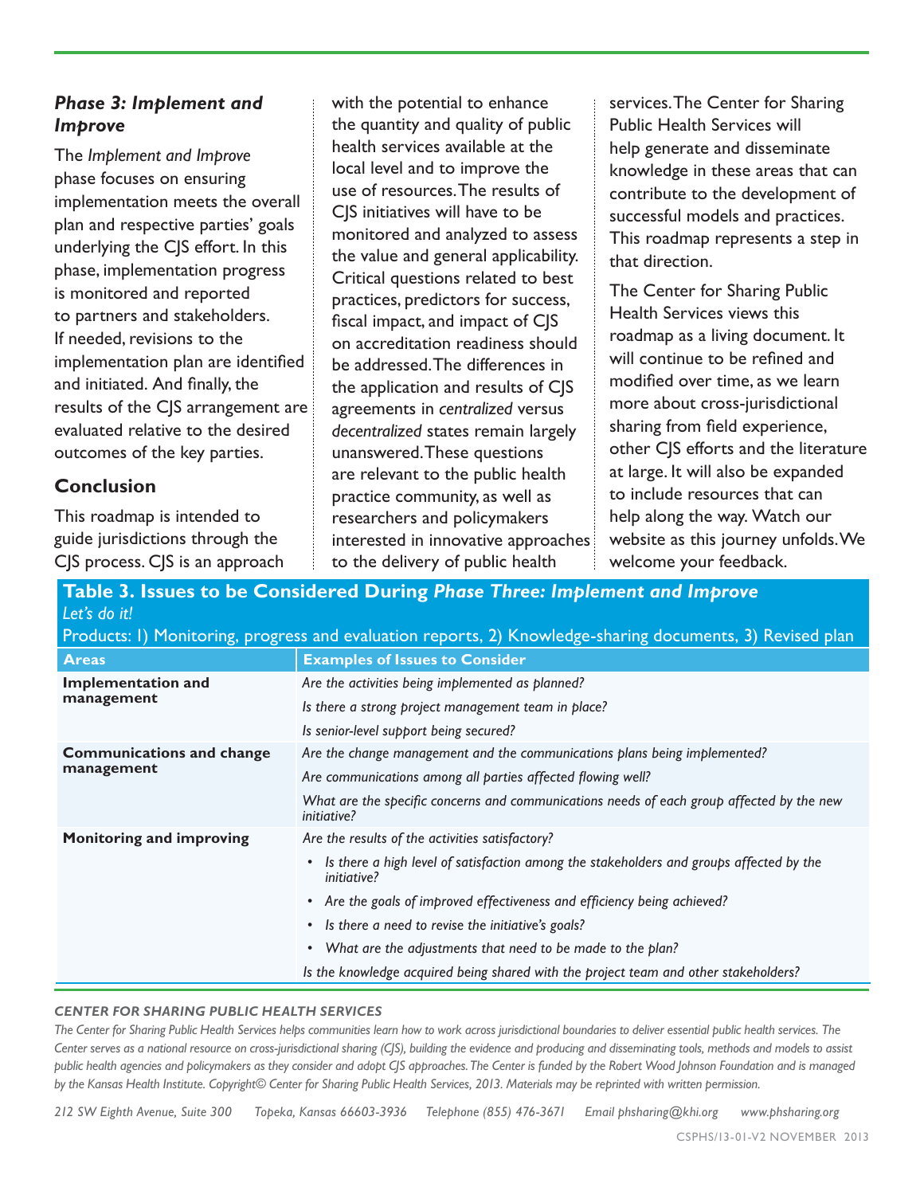### *Phase 3: Implement and Improve*

The *Implement and Improve* phase focuses on ensuring implementation meets the overall plan and respective parties' goals underlying the CJS effort. In this phase, implementation progress is monitored and reported to partners and stakeholders. If needed, revisions to the implementation plan are identified and initiated. And finally, the results of the CJS arrangement are evaluated relative to the desired outcomes of the key parties.

## Conclusion

This roadmap is intended to guide jurisdictions through the CJS process. CJS is an approach with the potential to enhance the quantity and quality of public health services available at the local level and to improve the use of resources. The results of CJS initiatives will have to be monitored and analyzed to assess the value and general applicability. Critical questions related to best practices, predictors for success, fiscal impact, and impact of CJS on accreditation readiness should be addressed. The differences in the application and results of CJS agreements in *centralized* versus *decentralized* states remain largely unanswered. These questions are relevant to the public health practice community, as well as researchers and policymakers interested in innovative approaches to the delivery of public health services. The Center for Sharing Public Health Services will help generate and disseminate knowledge in these areas that can contribute to the development of successful models and practices. This roadmap represents a step in that direction.

The Center for Sharing Public Health Services views this roadmap as a living document. It will continue to be refined and modified over time, as we learn more about cross-jurisdictional sharing from field experience, other CJS efforts and the literature at large. It will also be expanded to include resources that can help along the way. Watch our website as this journey unfolds. We welcome your feedback.

**Table 3. Issues to be Considered During *Phase Three: Implement and Improve***

*Let's do it!*

Products: 1) Monitoring, progress and evaluation reports, 2) Knowledge-sharing documents, 3) Revised plan

| Areas | Examples of Issues to Consider |
|---|---|
| **Implementation and management** | *Are the activities being implemented as planned?* |
| | *Is there a strong project management team in place?* |
| | *Is senior-level support being secured?* |
| **Communications and change management** | *Are the change management and the communications plans being implemented?* |
| | *Are communications among all parties affected flowing well?* |
| | *What are the specific concerns and communications needs of each group affected by the new initiative?* |
| **Monitoring and improving** | *Are the results of the activities satisfactory?* |
| | • *Is there a high level of satisfaction among the stakeholders and groups affected by the initiative?* |
| | • *Are the goals of improved effectiveness and efficiency being achieved?* |
| | • *Is there a need to revise the initiative's goals?* |
| | • *What are the adjustments that need to be made to the plan?* |
| | *Is the knowledge acquired being shared with the project team and other stakeholders?* |

***CENTER FOR SHARING PUBLIC HEALTH SERVICES***

*The Center for Sharing Public Health Services helps communities learn how to work across jurisdictional boundaries to deliver essential public health services. The Center serves as a national resource on cross-jurisdictional sharing (CJS), building the evidence and producing and disseminating tools, methods and models to assist public health agencies and policymakers as they consider and adopt CJS approaches. The Center is funded by the Robert Wood Johnson Foundation and is managed by the Kansas Health Institute. Copyright© Center for Sharing Public Health Services, 2013. Materials may be reprinted with written permission.*

*212 SW Eighth Avenue, Suite 300 Topeka, Kansas 66603-3936 Telephone (855) 476-3671 Email phsharing@khi.org www.phsharing.org*

CSPHS/13-01-V2 NOVEMBER 2013